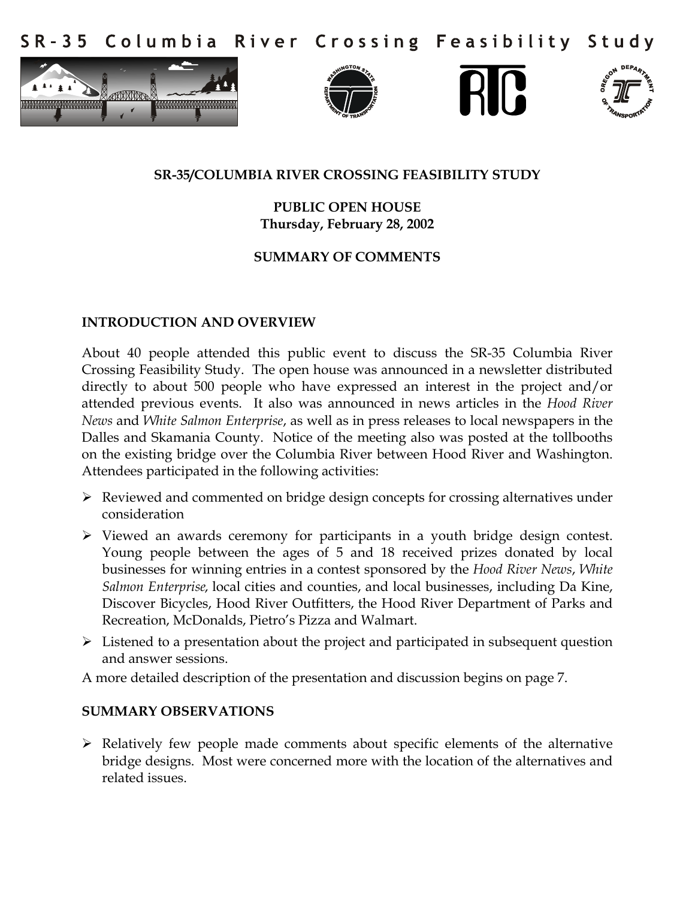# SR-35 Columbia River Crossing Feasibility Study

## SR-35/COLUMBIA RIVER CROSSING FEASIBILITY STUDY

**PUBLIC OPEN HOUSE**
**Thursday, February 28, 2002**

**SUMMARY OF COMMENTS**

### INTRODUCTION AND OVERVIEW

About 40 people attended this public event to discuss the SR-35 Columbia River Crossing Feasibility Study. The open house was announced in a newsletter distributed directly to about 500 people who have expressed an interest in the project and/or attended previous events. It also was announced in news articles in the *Hood River News* and *White Salmon Enterprise*, as well as in press releases to local newspapers in the Dalles and Skamania County. Notice of the meeting also was posted at the tollbooths on the existing bridge over the Columbia River between Hood River and Washington. Attendees participated in the following activities:

- Reviewed and commented on bridge design concepts for crossing alternatives under consideration
- Viewed an awards ceremony for participants in a youth bridge design contest. Young people between the ages of 5 and 18 received prizes donated by local businesses for winning entries in a contest sponsored by the *Hood River News*, *White Salmon Enterprise*, local cities and counties, and local businesses, including Da Kine, Discover Bicycles, Hood River Outfitters, the Hood River Department of Parks and Recreation, McDonalds, Pietro's Pizza and Walmart.
- Listened to a presentation about the project and participated in subsequent question and answer sessions.

A more detailed description of the presentation and discussion begins on page 7.

### SUMMARY OBSERVATIONS

- Relatively few people made comments about specific elements of the alternative bridge designs. Most were concerned more with the location of the alternatives and related issues.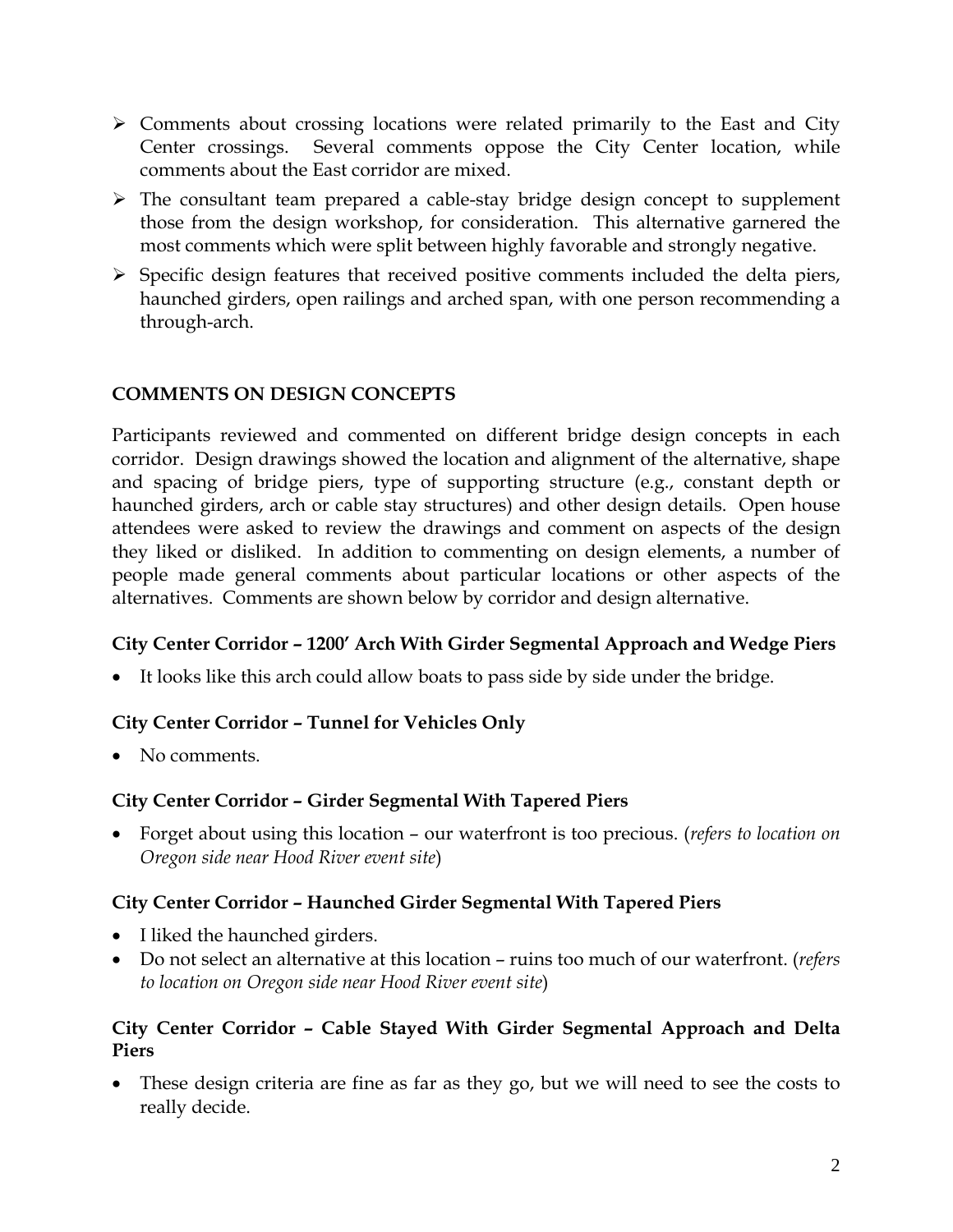- Comments about crossing locations were related primarily to the East and City Center crossings. Several comments oppose the City Center location, while comments about the East corridor are mixed.
- The consultant team prepared a cable-stay bridge design concept to supplement those from the design workshop, for consideration. This alternative garnered the most comments which were split between highly favorable and strongly negative.
- Specific design features that received positive comments included the delta piers, haunched girders, open railings and arched span, with one person recommending a through-arch.

## COMMENTS ON DESIGN CONCEPTS

Participants reviewed and commented on different bridge design concepts in each corridor. Design drawings showed the location and alignment of the alternative, shape and spacing of bridge piers, type of supporting structure (e.g., constant depth or haunched girders, arch or cable stay structures) and other design details. Open house attendees were asked to review the drawings and comment on aspects of the design they liked or disliked. In addition to commenting on design elements, a number of people made general comments about particular locations or other aspects of the alternatives. Comments are shown below by corridor and design alternative.

### City Center Corridor – 1200' Arch With Girder Segmental Approach and Wedge Piers

- It looks like this arch could allow boats to pass side by side under the bridge.

### City Center Corridor – Tunnel for Vehicles Only

- No comments.

### City Center Corridor – Girder Segmental With Tapered Piers

- Forget about using this location – our waterfront is too precious. (*refers to location on Oregon side near Hood River event site*)

### City Center Corridor – Haunched Girder Segmental With Tapered Piers

- I liked the haunched girders.
- Do not select an alternative at this location – ruins too much of our waterfront. (*refers to location on Oregon side near Hood River event site*)

### City Center Corridor – Cable Stayed With Girder Segmental Approach and Delta Piers

- These design criteria are fine as far as they go, but we will need to see the costs to really decide.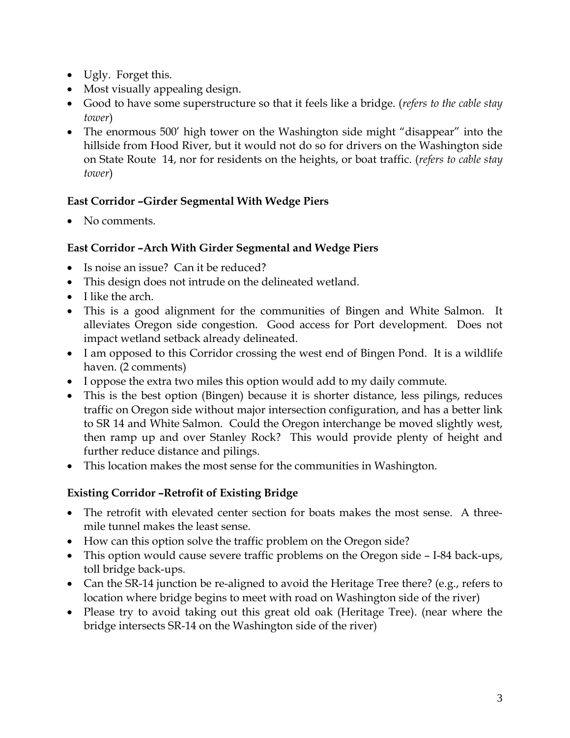- Ugly. Forget this.
- Most visually appealing design.
- Good to have some superstructure so that it feels like a bridge. (*refers to the cable stay tower*)
- The enormous 500' high tower on the Washington side might "disappear" into the hillside from Hood River, but it would not do so for drivers on the Washington side on State Route 14, nor for residents on the heights, or boat traffic. (*refers to cable stay tower*)

**East Corridor –Girder Segmental With Wedge Piers**

- No comments.

**East Corridor –Arch With Girder Segmental and Wedge Piers**

- Is noise an issue? Can it be reduced?
- This design does not intrude on the delineated wetland.
- I like the arch.
- This is a good alignment for the communities of Bingen and White Salmon. It alleviates Oregon side congestion. Good access for Port development. Does not impact wetland setback already delineated.
- I am opposed to this Corridor crossing the west end of Bingen Pond. It is a wildlife haven. (2 comments)
- I oppose the extra two miles this option would add to my daily commute.
- This is the best option (Bingen) because it is shorter distance, less pilings, reduces traffic on Oregon side without major intersection configuration, and has a better link to SR 14 and White Salmon. Could the Oregon interchange be moved slightly west, then ramp up and over Stanley Rock? This would provide plenty of height and further reduce distance and pilings.
- This location makes the most sense for the communities in Washington.

**Existing Corridor –Retrofit of Existing Bridge**

- The retrofit with elevated center section for boats makes the most sense. A three-mile tunnel makes the least sense.
- How can this option solve the traffic problem on the Oregon side?
- This option would cause severe traffic problems on the Oregon side – I-84 back-ups, toll bridge back-ups.
- Can the SR-14 junction be re-aligned to avoid the Heritage Tree there? (e.g., refers to location where bridge begins to meet with road on Washington side of the river)
- Please try to avoid taking out this great old oak (Heritage Tree). (near where the bridge intersects SR-14 on the Washington side of the river)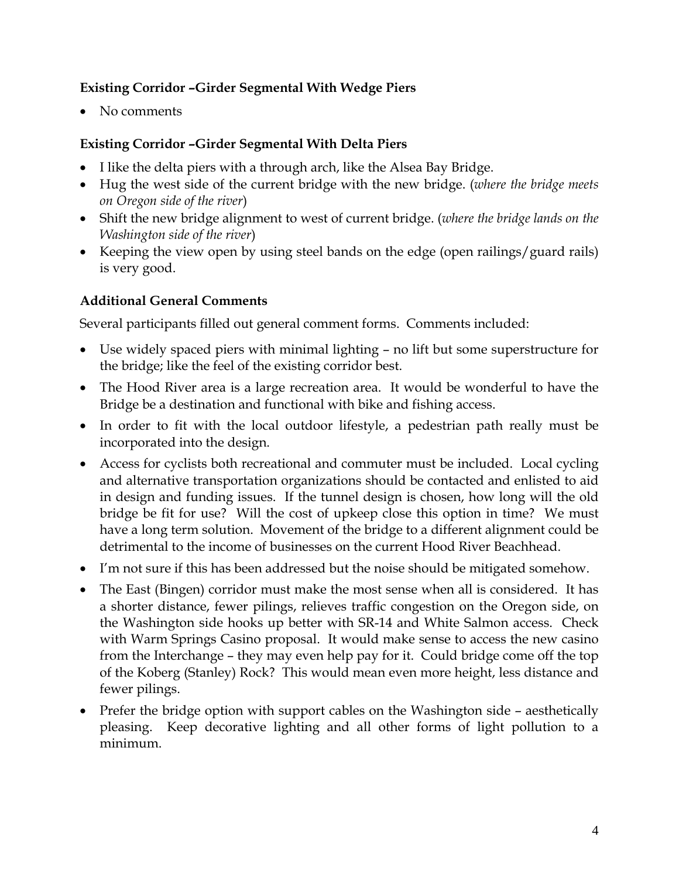### Existing Corridor –Girder Segmental With Wedge Piers

- No comments

### Existing Corridor –Girder Segmental With Delta Piers

- I like the delta piers with a through arch, like the Alsea Bay Bridge.
- Hug the west side of the current bridge with the new bridge. (*where the bridge meets on Oregon side of the river*)
- Shift the new bridge alignment to west of current bridge. (*where the bridge lands on the Washington side of the river*)
- Keeping the view open by using steel bands on the edge (open railings/guard rails) is very good.

### Additional General Comments

Several participants filled out general comment forms. Comments included:

- Use widely spaced piers with minimal lighting – no lift but some superstructure for the bridge; like the feel of the existing corridor best.
- The Hood River area is a large recreation area. It would be wonderful to have the Bridge be a destination and functional with bike and fishing access.
- In order to fit with the local outdoor lifestyle, a pedestrian path really must be incorporated into the design.
- Access for cyclists both recreational and commuter must be included. Local cycling and alternative transportation organizations should be contacted and enlisted to aid in design and funding issues. If the tunnel design is chosen, how long will the old bridge be fit for use? Will the cost of upkeep close this option in time? We must have a long term solution. Movement of the bridge to a different alignment could be detrimental to the income of businesses on the current Hood River Beachhead.
- I'm not sure if this has been addressed but the noise should be mitigated somehow.
- The East (Bingen) corridor must make the most sense when all is considered. It has a shorter distance, fewer pilings, relieves traffic congestion on the Oregon side, on the Washington side hooks up better with SR-14 and White Salmon access. Check with Warm Springs Casino proposal. It would make sense to access the new casino from the Interchange – they may even help pay for it. Could bridge come off the top of the Koberg (Stanley) Rock? This would mean even more height, less distance and fewer pilings.
- Prefer the bridge option with support cables on the Washington side – aesthetically pleasing. Keep decorative lighting and all other forms of light pollution to a minimum.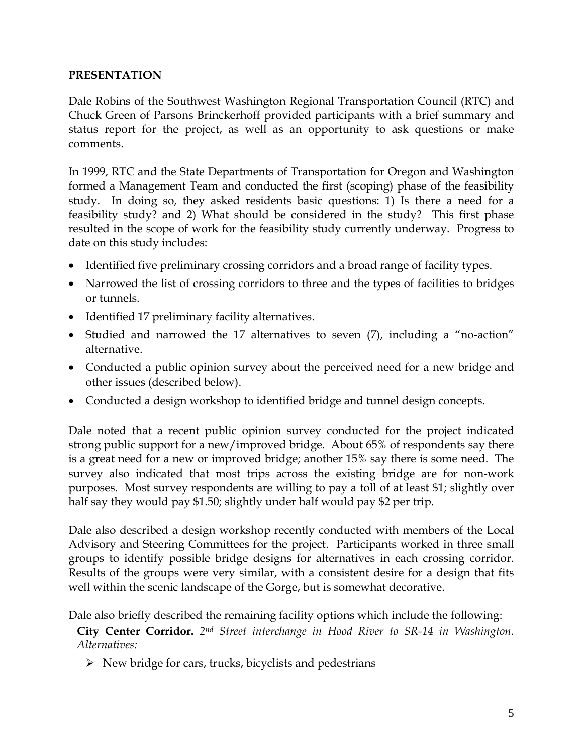## PRESENTATION

Dale Robins of the Southwest Washington Regional Transportation Council (RTC) and Chuck Green of Parsons Brinckerhoff provided participants with a brief summary and status report for the project, as well as an opportunity to ask questions or make comments.

In 1999, RTC and the State Departments of Transportation for Oregon and Washington formed a Management Team and conducted the first (scoping) phase of the feasibility study. In doing so, they asked residents basic questions: 1) Is there a need for a feasibility study? and 2) What should be considered in the study? This first phase resulted in the scope of work for the feasibility study currently underway. Progress to date on this study includes:

- Identified five preliminary crossing corridors and a broad range of facility types.
- Narrowed the list of crossing corridors to three and the types of facilities to bridges or tunnels.
- Identified 17 preliminary facility alternatives.
- Studied and narrowed the 17 alternatives to seven (7), including a "no-action" alternative.
- Conducted a public opinion survey about the perceived need for a new bridge and other issues (described below).
- Conducted a design workshop to identified bridge and tunnel design concepts.

Dale noted that a recent public opinion survey conducted for the project indicated strong public support for a new/improved bridge. About 65% of respondents say there is a great need for a new or improved bridge; another 15% say there is some need. The survey also indicated that most trips across the existing bridge are for non-work purposes. Most survey respondents are willing to pay a toll of at least $1; slightly over half say they would pay $1.50; slightly under half would pay $2 per trip.

Dale also described a design workshop recently conducted with members of the Local Advisory and Steering Committees for the project. Participants worked in three small groups to identify possible bridge designs for alternatives in each crossing corridor. Results of the groups were very similar, with a consistent desire for a design that fits well within the scenic landscape of the Gorge, but is somewhat decorative.

Dale also briefly described the remaining facility options which include the following:

**City Center Corridor.** *2nd Street interchange in Hood River to SR-14 in Washington. Alternatives:*

- New bridge for cars, trucks, bicyclists and pedestrians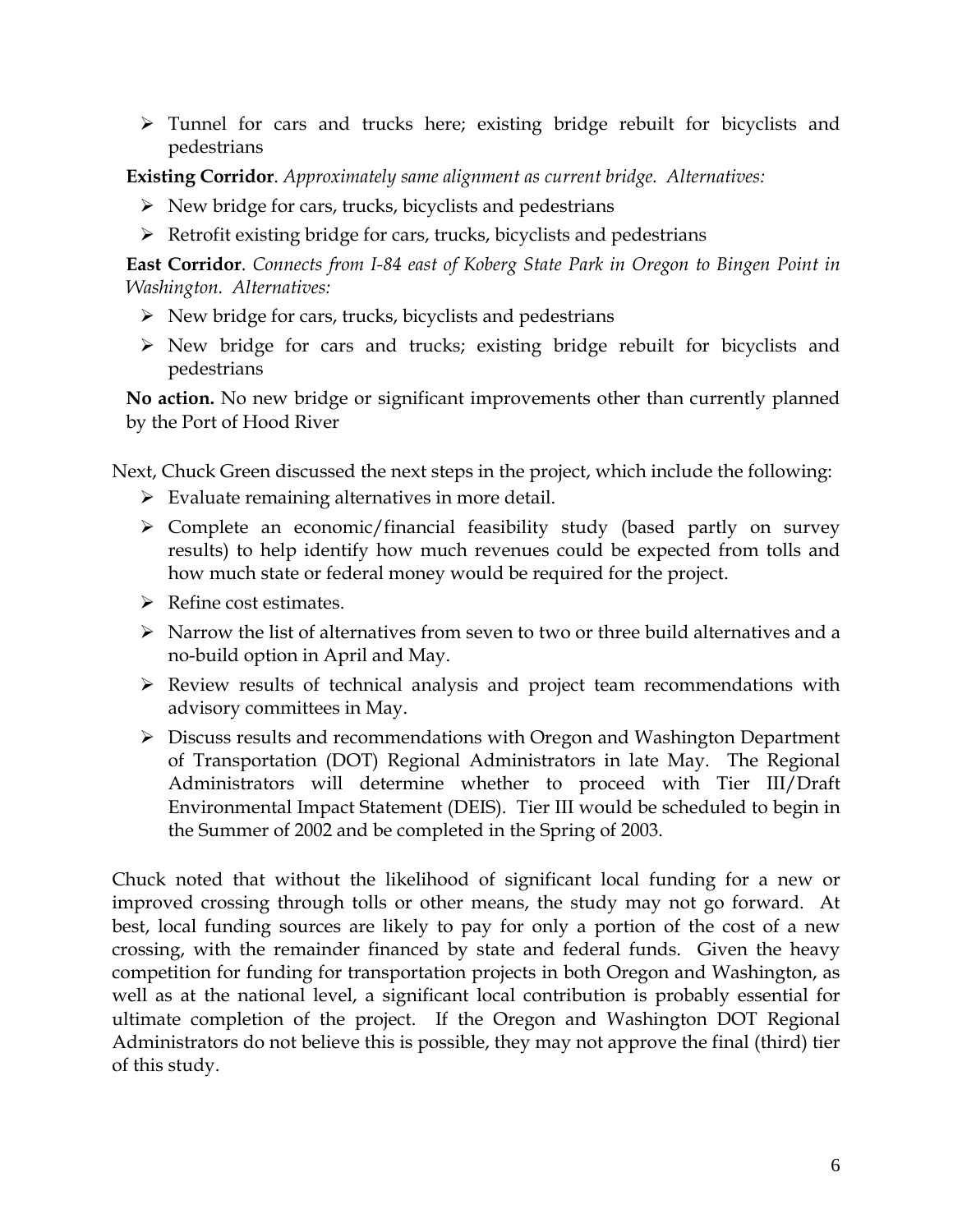- Tunnel for cars and trucks here; existing bridge rebuilt for bicyclists and pedestrians

**Existing Corridor**. *Approximately same alignment as current bridge. Alternatives:*

- New bridge for cars, trucks, bicyclists and pedestrians
- Retrofit existing bridge for cars, trucks, bicyclists and pedestrians

**East Corridor**. *Connects from I-84 east of Koberg State Park in Oregon to Bingen Point in Washington. Alternatives:*

- New bridge for cars, trucks, bicyclists and pedestrians
- New bridge for cars and trucks; existing bridge rebuilt for bicyclists and pedestrians

**No action.** No new bridge or significant improvements other than currently planned by the Port of Hood River

Next, Chuck Green discussed the next steps in the project, which include the following:

- Evaluate remaining alternatives in more detail.
- Complete an economic/financial feasibility study (based partly on survey results) to help identify how much revenues could be expected from tolls and how much state or federal money would be required for the project.
- Refine cost estimates.
- Narrow the list of alternatives from seven to two or three build alternatives and a no-build option in April and May.
- Review results of technical analysis and project team recommendations with advisory committees in May.
- Discuss results and recommendations with Oregon and Washington Department of Transportation (DOT) Regional Administrators in late May. The Regional Administrators will determine whether to proceed with Tier III/Draft Environmental Impact Statement (DEIS). Tier III would be scheduled to begin in the Summer of 2002 and be completed in the Spring of 2003.

Chuck noted that without the likelihood of significant local funding for a new or improved crossing through tolls or other means, the study may not go forward. At best, local funding sources are likely to pay for only a portion of the cost of a new crossing, with the remainder financed by state and federal funds. Given the heavy competition for funding for transportation projects in both Oregon and Washington, as well as at the national level, a significant local contribution is probably essential for ultimate completion of the project. If the Oregon and Washington DOT Regional Administrators do not believe this is possible, they may not approve the final (third) tier of this study.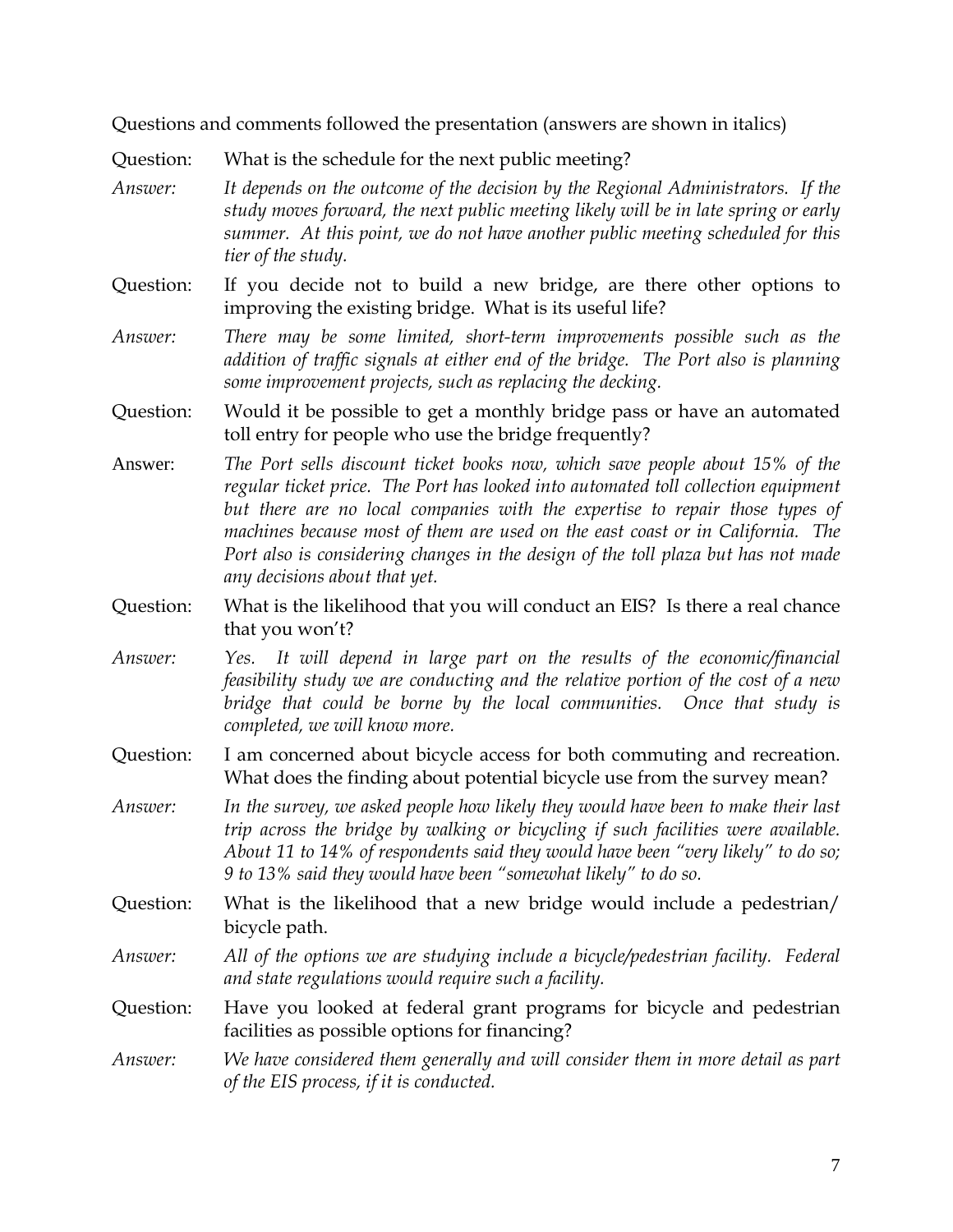Questions and comments followed the presentation (answers are shown in italics)

Question: What is the schedule for the next public meeting?

*Answer: It depends on the outcome of the decision by the Regional Administrators. If the study moves forward, the next public meeting likely will be in late spring or early summer. At this point, we do not have another public meeting scheduled for this tier of the study.*

Question: If you decide not to build a new bridge, are there other options to improving the existing bridge. What is its useful life?

*Answer: There may be some limited, short-term improvements possible such as the addition of traffic signals at either end of the bridge. The Port also is planning some improvement projects, such as replacing the decking.*

Question: Would it be possible to get a monthly bridge pass or have an automated toll entry for people who use the bridge frequently?

Answer: *The Port sells discount ticket books now, which save people about 15% of the regular ticket price. The Port has looked into automated toll collection equipment but there are no local companies with the expertise to repair those types of machines because most of them are used on the east coast or in California. The Port also is considering changes in the design of the toll plaza but has not made any decisions about that yet.*

Question: What is the likelihood that you will conduct an EIS? Is there a real chance that you won't?

*Answer: Yes. It will depend in large part on the results of the economic/financial feasibility study we are conducting and the relative portion of the cost of a new bridge that could be borne by the local communities. Once that study is completed, we will know more.*

Question: I am concerned about bicycle access for both commuting and recreation. What does the finding about potential bicycle use from the survey mean?

*Answer: In the survey, we asked people how likely they would have been to make their last trip across the bridge by walking or bicycling if such facilities were available. About 11 to 14% of respondents said they would have been "very likely" to do so; 9 to 13% said they would have been "somewhat likely" to do so.*

Question: What is the likelihood that a new bridge would include a pedestrian/ bicycle path.

*Answer: All of the options we are studying include a bicycle/pedestrian facility. Federal and state regulations would require such a facility.*

Question: Have you looked at federal grant programs for bicycle and pedestrian facilities as possible options for financing?

*Answer: We have considered them generally and will consider them in more detail as part of the EIS process, if it is conducted.*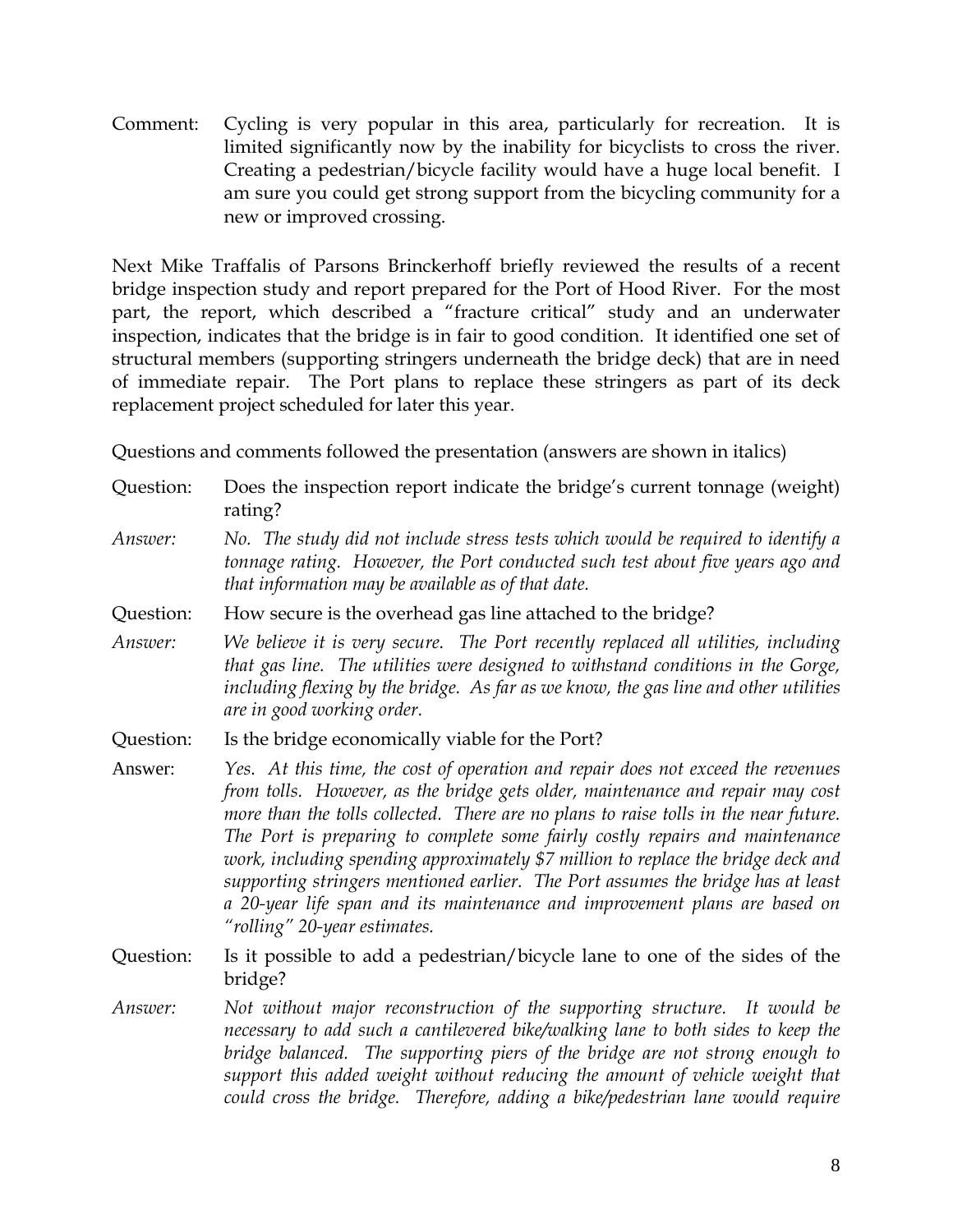Comment: Cycling is very popular in this area, particularly for recreation. It is limited significantly now by the inability for bicyclists to cross the river. Creating a pedestrian/bicycle facility would have a huge local benefit. I am sure you could get strong support from the bicycling community for a new or improved crossing.

Next Mike Traffalis of Parsons Brinckerhoff briefly reviewed the results of a recent bridge inspection study and report prepared for the Port of Hood River. For the most part, the report, which described a "fracture critical" study and an underwater inspection, indicates that the bridge is in fair to good condition. It identified one set of structural members (supporting stringers underneath the bridge deck) that are in need of immediate repair. The Port plans to replace these stringers as part of its deck replacement project scheduled for later this year.

Questions and comments followed the presentation (answers are shown in italics)

Question: Does the inspection report indicate the bridge's current tonnage (weight) rating?

*Answer: No. The study did not include stress tests which would be required to identify a tonnage rating. However, the Port conducted such test about five years ago and that information may be available as of that date.*

Question: How secure is the overhead gas line attached to the bridge?

*Answer: We believe it is very secure. The Port recently replaced all utilities, including that gas line. The utilities were designed to withstand conditions in the Gorge, including flexing by the bridge. As far as we know, the gas line and other utilities are in good working order.*

Question: Is the bridge economically viable for the Port?

Answer: *Yes. At this time, the cost of operation and repair does not exceed the revenues from tolls. However, as the bridge gets older, maintenance and repair may cost more than the tolls collected. There are no plans to raise tolls in the near future. The Port is preparing to complete some fairly costly repairs and maintenance work, including spending approximately $7 million to replace the bridge deck and supporting stringers mentioned earlier. The Port assumes the bridge has at least a 20-year life span and its maintenance and improvement plans are based on "rolling" 20-year estimates.*

Question: Is it possible to add a pedestrian/bicycle lane to one of the sides of the bridge?

*Answer: Not without major reconstruction of the supporting structure. It would be necessary to add such a cantilevered bike/walking lane to both sides to keep the bridge balanced. The supporting piers of the bridge are not strong enough to support this added weight without reducing the amount of vehicle weight that could cross the bridge. Therefore, adding a bike/pedestrian lane would require*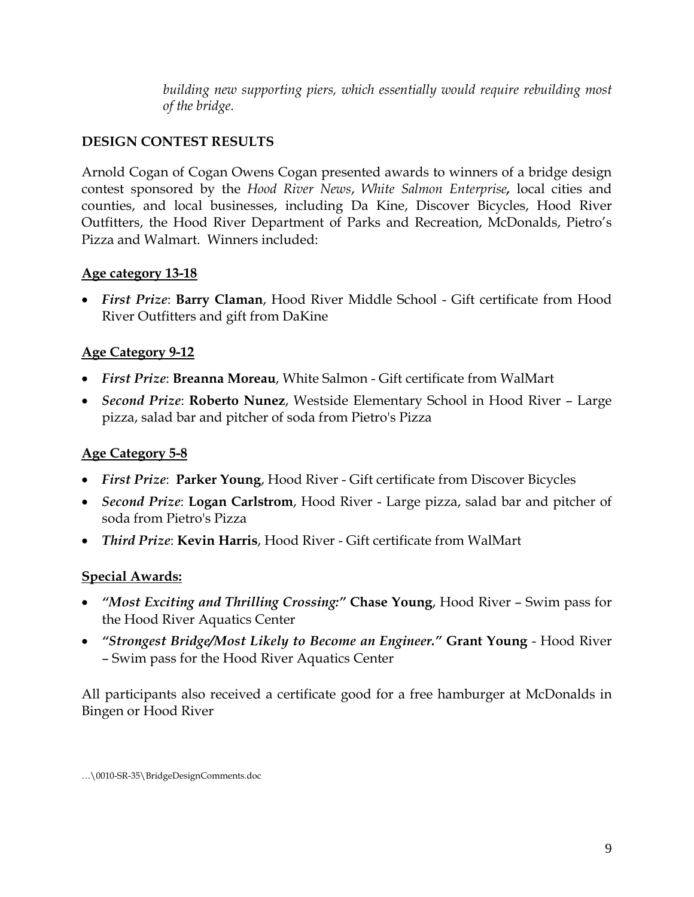*building new supporting piers, which essentially would require rebuilding most of the bridge.*

## DESIGN CONTEST RESULTS

Arnold Cogan of Cogan Owens Cogan presented awards to winners of a bridge design contest sponsored by the *Hood River News*, *White Salmon Enterprise***,** local cities and counties, and local businesses, including Da Kine, Discover Bicycles, Hood River Outfitters, the Hood River Department of Parks and Recreation, McDonalds, Pietro's Pizza and Walmart. Winners included:

### Age category 13-18

- ***First Prize***: **Barry Claman**, Hood River Middle School - Gift certificate from Hood River Outfitters and gift from DaKine

### Age Category 9-12

- ***First Prize***: **Breanna Moreau**, White Salmon - Gift certificate from WalMart
- ***Second Prize***: **Roberto Nunez**, Westside Elementary School in Hood River – Large pizza, salad bar and pitcher of soda from Pietro's Pizza

### Age Category 5-8

- ***First Prize***: **Parker Young**, Hood River - Gift certificate from Discover Bicycles
- ***Second Prize***: **Logan Carlstrom**, Hood River - Large pizza, salad bar and pitcher of soda from Pietro's Pizza
- ***Third Prize***: **Kevin Harris**, Hood River - Gift certificate from WalMart

### Special Awards:

- ***"Most Exciting and Thrilling Crossing:"*** **Chase Young**, Hood River – Swim pass for the Hood River Aquatics Center
- ***"Strongest Bridge/Most Likely to Become an Engineer."*** **Grant Young** - Hood River – Swim pass for the Hood River Aquatics Center

All participants also received a certificate good for a free hamburger at McDonalds in Bingen or Hood River

…\0010-SR-35\BridgeDesignComments.doc